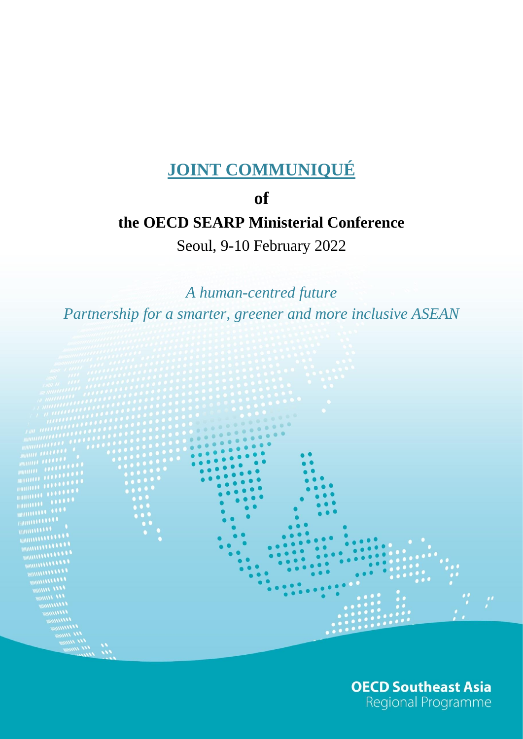# JOINT COMMUNIQUÉ

## of

## the OECD SEARP Ministerial Conference

Seoul, 9-10 February 2022

*A human-centred future*

*Partnership for a smarter, greener and more inclusive ASEAN*

**OECD Southeast Asia**
Regional Programme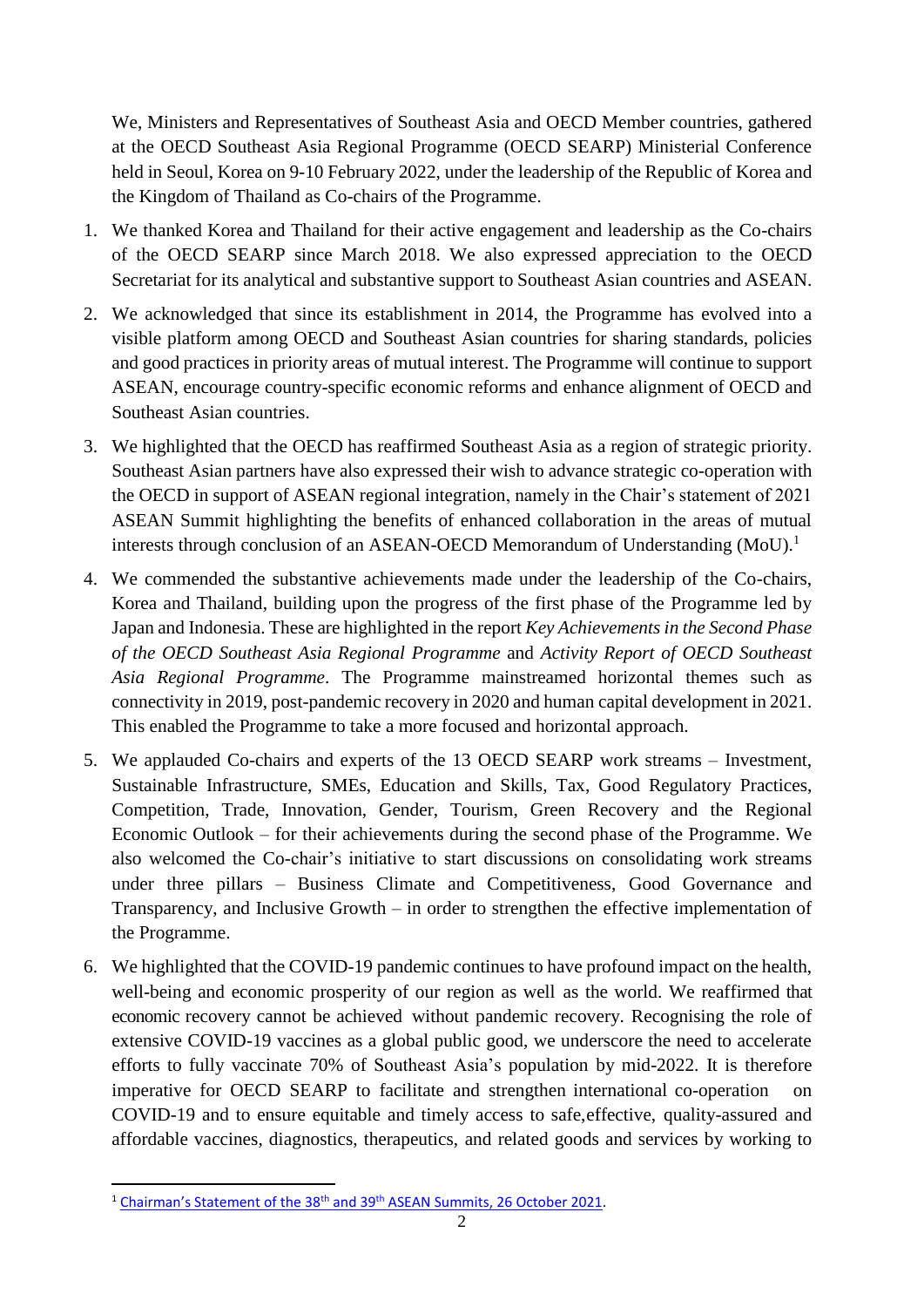We, Ministers and Representatives of Southeast Asia and OECD Member countries, gathered at the OECD Southeast Asia Regional Programme (OECD SEARP) Ministerial Conference held in Seoul, Korea on 9-10 February 2022, under the leadership of the Republic of Korea and the Kingdom of Thailand as Co-chairs of the Programme.

1. We thanked Korea and Thailand for their active engagement and leadership as the Co-chairs of the OECD SEARP since March 2018. We also expressed appreciation to the OECD Secretariat for its analytical and substantive support to Southeast Asian countries and ASEAN.
2. We acknowledged that since its establishment in 2014, the Programme has evolved into a visible platform among OECD and Southeast Asian countries for sharing standards, policies and good practices in priority areas of mutual interest. The Programme will continue to support ASEAN, encourage country-specific economic reforms and enhance alignment of OECD and Southeast Asian countries.
3. We highlighted that the OECD has reaffirmed Southeast Asia as a region of strategic priority. Southeast Asian partners have also expressed their wish to advance strategic co-operation with the OECD in support of ASEAN regional integration, namely in the Chair's statement of 2021 ASEAN Summit highlighting the benefits of enhanced collaboration in the areas of mutual interests through conclusion of an ASEAN-OECD Memorandum of Understanding (MoU).[1]
4. We commended the substantive achievements made under the leadership of the Co-chairs, Korea and Thailand, building upon the progress of the first phase of the Programme led by Japan and Indonesia. These are highlighted in the report *Key Achievements in the Second Phase of the OECD Southeast Asia Regional Programme* and *Activity Report of OECD Southeast Asia Regional Programme*. The Programme mainstreamed horizontal themes such as connectivity in 2019, post-pandemic recovery in 2020 and human capital development in 2021. This enabled the Programme to take a more focused and horizontal approach.
5. We applauded Co-chairs and experts of the 13 OECD SEARP work streams – Investment, Sustainable Infrastructure, SMEs, Education and Skills, Tax, Good Regulatory Practices, Competition, Trade, Innovation, Gender, Tourism, Green Recovery and the Regional Economic Outlook – for their achievements during the second phase of the Programme. We also welcomed the Co-chair's initiative to start discussions on consolidating work streams under three pillars – Business Climate and Competitiveness, Good Governance and Transparency, and Inclusive Growth – in order to strengthen the effective implementation of the Programme.
6. We highlighted that the COVID-19 pandemic continues to have profound impact on the health, well-being and economic prosperity of our region as well as the world. We reaffirmed that economic recovery cannot be achieved without pandemic recovery. Recognising the role of extensive COVID-19 vaccines as a global public good, we underscore the need to accelerate efforts to fully vaccinate 70% of Southeast Asia's population by mid-2022. It is therefore imperative for OECD SEARP to facilitate and strengthen international co-operation on COVID-19 and to ensure equitable and timely access to safe,effective, quality-assured and affordable vaccines, diagnostics, therapeutics, and related goods and services by working to

[1] Chairman's Statement of the 38th and 39th ASEAN Summits, 26 October 2021.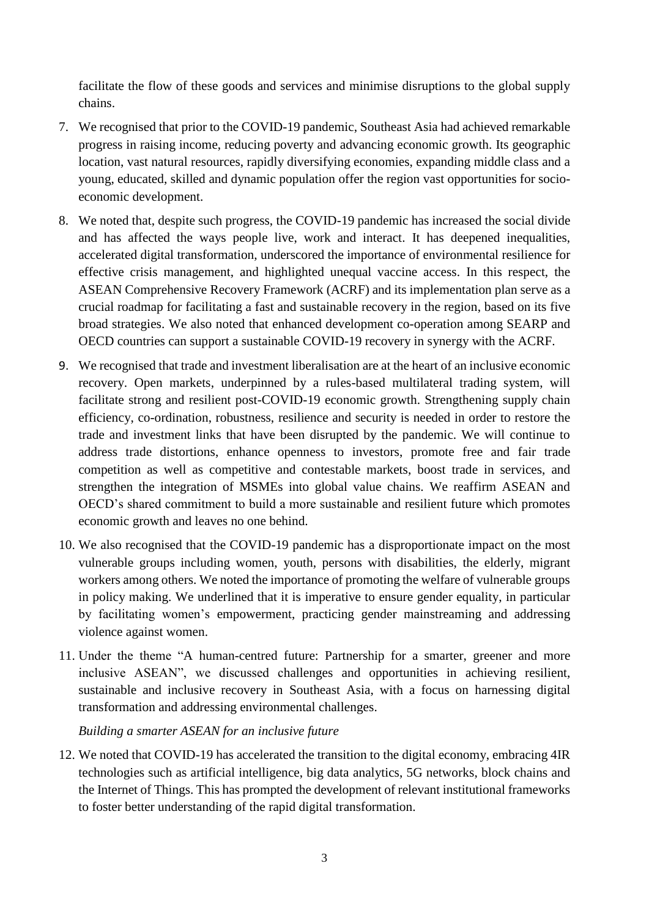facilitate the flow of these goods and services and minimise disruptions to the global supply chains.

7. We recognised that prior to the COVID-19 pandemic, Southeast Asia had achieved remarkable progress in raising income, reducing poverty and advancing economic growth. Its geographic location, vast natural resources, rapidly diversifying economies, expanding middle class and a young, educated, skilled and dynamic population offer the region vast opportunities for socio-economic development.

8. We noted that, despite such progress, the COVID-19 pandemic has increased the social divide and has affected the ways people live, work and interact. It has deepened inequalities, accelerated digital transformation, underscored the importance of environmental resilience for effective crisis management, and highlighted unequal vaccine access. In this respect, the ASEAN Comprehensive Recovery Framework (ACRF) and its implementation plan serve as a crucial roadmap for facilitating a fast and sustainable recovery in the region, based on its five broad strategies. We also noted that enhanced development co-operation among SEARP and OECD countries can support a sustainable COVID-19 recovery in synergy with the ACRF.

9. We recognised that trade and investment liberalisation are at the heart of an inclusive economic recovery. Open markets, underpinned by a rules-based multilateral trading system, will facilitate strong and resilient post-COVID-19 economic growth. Strengthening supply chain efficiency, co-ordination, robustness, resilience and security is needed in order to restore the trade and investment links that have been disrupted by the pandemic. We will continue to address trade distortions, enhance openness to investors, promote free and fair trade competition as well as competitive and contestable markets, boost trade in services, and strengthen the integration of MSMEs into global value chains. We reaffirm ASEAN and OECD's shared commitment to build a more sustainable and resilient future which promotes economic growth and leaves no one behind.

10. We also recognised that the COVID-19 pandemic has a disproportionate impact on the most vulnerable groups including women, youth, persons with disabilities, the elderly, migrant workers among others. We noted the importance of promoting the welfare of vulnerable groups in policy making. We underlined that it is imperative to ensure gender equality, in particular by facilitating women's empowerment, practicing gender mainstreaming and addressing violence against women.

11. Under the theme "A human-centred future: Partnership for a smarter, greener and more inclusive ASEAN", we discussed challenges and opportunities in achieving resilient, sustainable and inclusive recovery in Southeast Asia, with a focus on harnessing digital transformation and addressing environmental challenges.

*Building a smarter ASEAN for an inclusive future*

12. We noted that COVID-19 has accelerated the transition to the digital economy, embracing 4IR technologies such as artificial intelligence, big data analytics, 5G networks, block chains and the Internet of Things. This has prompted the development of relevant institutional frameworks to foster better understanding of the rapid digital transformation.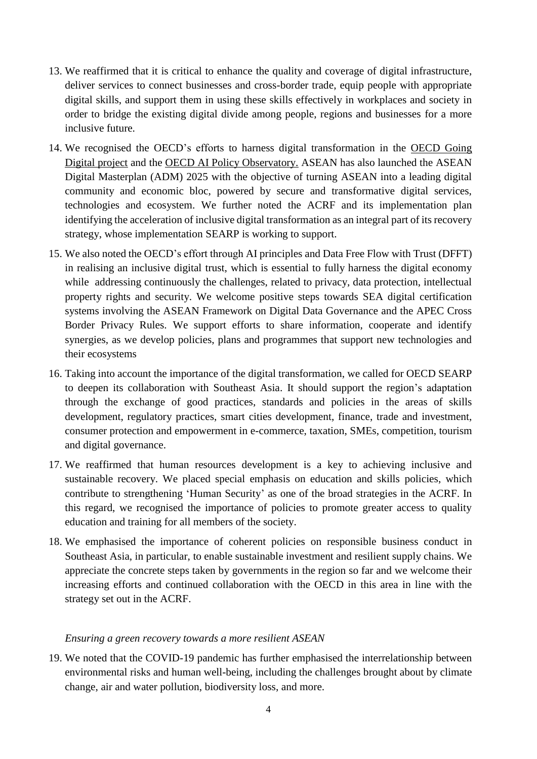13. We reaffirmed that it is critical to enhance the quality and coverage of digital infrastructure, deliver services to connect businesses and cross-border trade, equip people with appropriate digital skills, and support them in using these skills effectively in workplaces and society in order to bridge the existing digital divide among people, regions and businesses for a more inclusive future.

14. We recognised the OECD's efforts to harness digital transformation in the OECD Going Digital project and the OECD AI Policy Observatory. ASEAN has also launched the ASEAN Digital Masterplan (ADM) 2025 with the objective of turning ASEAN into a leading digital community and economic bloc, powered by secure and transformative digital services, technologies and ecosystem. We further noted the ACRF and its implementation plan identifying the acceleration of inclusive digital transformation as an integral part of its recovery strategy, whose implementation SEARP is working to support.

15. We also noted the OECD's effort through AI principles and Data Free Flow with Trust (DFFT) in realising an inclusive digital trust, which is essential to fully harness the digital economy while addressing continuously the challenges, related to privacy, data protection, intellectual property rights and security. We welcome positive steps towards SEA digital certification systems involving the ASEAN Framework on Digital Data Governance and the APEC Cross Border Privacy Rules. We support efforts to share information, cooperate and identify synergies, as we develop policies, plans and programmes that support new technologies and their ecosystems

16. Taking into account the importance of the digital transformation, we called for OECD SEARP to deepen its collaboration with Southeast Asia. It should support the region's adaptation through the exchange of good practices, standards and policies in the areas of skills development, regulatory practices, smart cities development, finance, trade and investment, consumer protection and empowerment in e-commerce, taxation, SMEs, competition, tourism and digital governance.

17. We reaffirmed that human resources development is a key to achieving inclusive and sustainable recovery. We placed special emphasis on education and skills policies, which contribute to strengthening 'Human Security' as one of the broad strategies in the ACRF. In this regard, we recognised the importance of policies to promote greater access to quality education and training for all members of the society.

18. We emphasised the importance of coherent policies on responsible business conduct in Southeast Asia, in particular, to enable sustainable investment and resilient supply chains. We appreciate the concrete steps taken by governments in the region so far and we welcome their increasing efforts and continued collaboration with the OECD in this area in line with the strategy set out in the ACRF.

*Ensuring a green recovery towards a more resilient ASEAN*

19. We noted that the COVID-19 pandemic has further emphasised the interrelationship between environmental risks and human well-being, including the challenges brought about by climate change, air and water pollution, biodiversity loss, and more.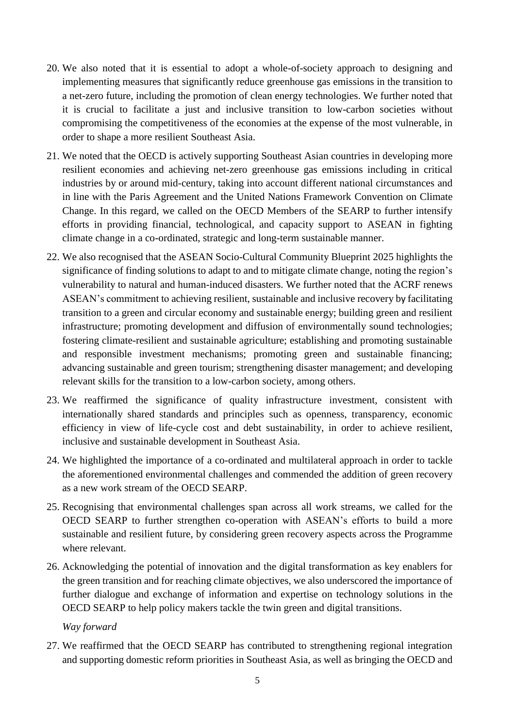20. We also noted that it is essential to adopt a whole-of-society approach to designing and implementing measures that significantly reduce greenhouse gas emissions in the transition to a net-zero future, including the promotion of clean energy technologies. We further noted that it is crucial to facilitate a just and inclusive transition to low-carbon societies without compromising the competitiveness of the economies at the expense of the most vulnerable, in order to shape a more resilient Southeast Asia.

21. We noted that the OECD is actively supporting Southeast Asian countries in developing more resilient economies and achieving net-zero greenhouse gas emissions including in critical industries by or around mid-century, taking into account different national circumstances and in line with the Paris Agreement and the United Nations Framework Convention on Climate Change. In this regard, we called on the OECD Members of the SEARP to further intensify efforts in providing financial, technological, and capacity support to ASEAN in fighting climate change in a co-ordinated, strategic and long-term sustainable manner.

22. We also recognised that the ASEAN Socio-Cultural Community Blueprint 2025 highlights the significance of finding solutions to adapt to and to mitigate climate change, noting the region's vulnerability to natural and human-induced disasters. We further noted that the ACRF renews ASEAN's commitment to achieving resilient, sustainable and inclusive recovery by facilitating transition to a green and circular economy and sustainable energy; building green and resilient infrastructure; promoting development and diffusion of environmentally sound technologies; fostering climate-resilient and sustainable agriculture; establishing and promoting sustainable and responsible investment mechanisms; promoting green and sustainable financing; advancing sustainable and green tourism; strengthening disaster management; and developing relevant skills for the transition to a low-carbon society, among others.

23. We reaffirmed the significance of quality infrastructure investment, consistent with internationally shared standards and principles such as openness, transparency, economic efficiency in view of life-cycle cost and debt sustainability, in order to achieve resilient, inclusive and sustainable development in Southeast Asia.

24. We highlighted the importance of a co-ordinated and multilateral approach in order to tackle the aforementioned environmental challenges and commended the addition of green recovery as a new work stream of the OECD SEARP.

25. Recognising that environmental challenges span across all work streams, we called for the OECD SEARP to further strengthen co-operation with ASEAN's efforts to build a more sustainable and resilient future, by considering green recovery aspects across the Programme where relevant.

26. Acknowledging the potential of innovation and the digital transformation as key enablers for the green transition and for reaching climate objectives, we also underscored the importance of further dialogue and exchange of information and expertise on technology solutions in the OECD SEARP to help policy makers tackle the twin green and digital transitions.

*Way forward*

27. We reaffirmed that the OECD SEARP has contributed to strengthening regional integration and supporting domestic reform priorities in Southeast Asia, as well as bringing the OECD and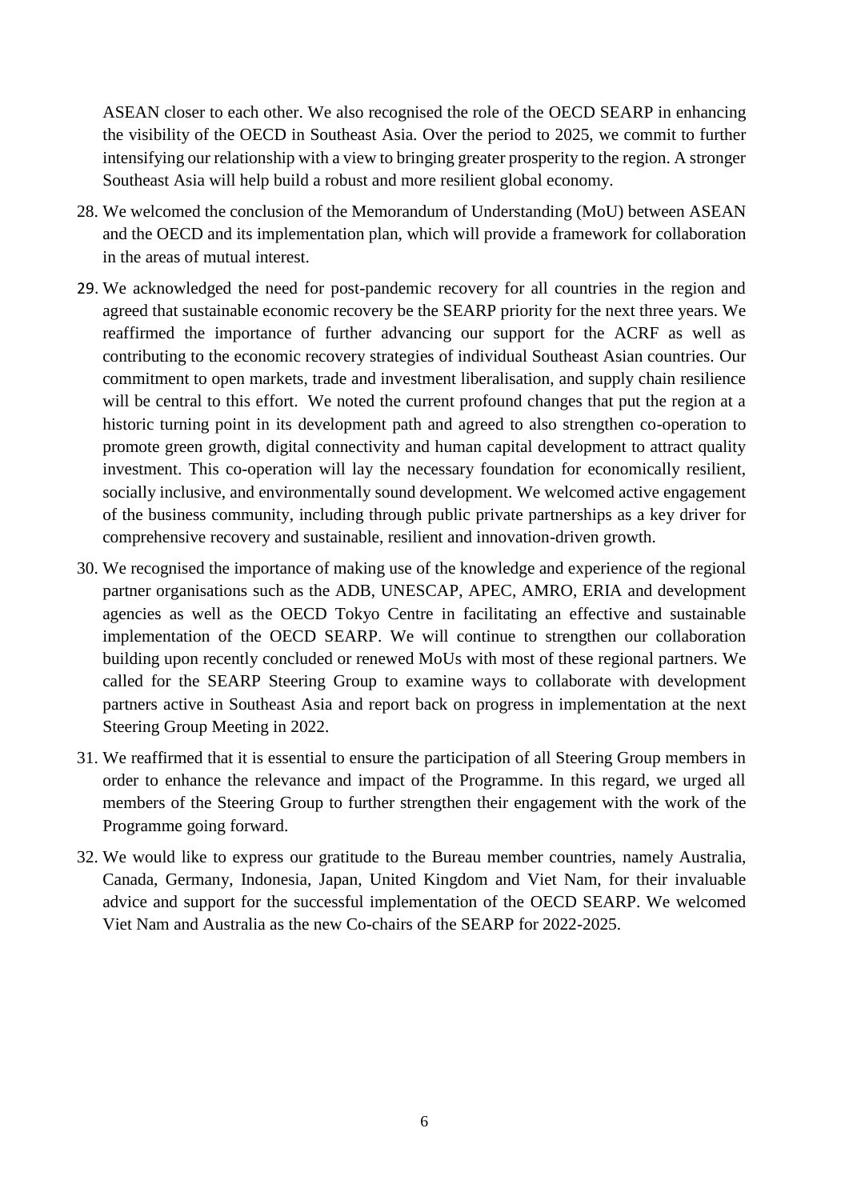ASEAN closer to each other. We also recognised the role of the OECD SEARP in enhancing the visibility of the OECD in Southeast Asia. Over the period to 2025, we commit to further intensifying our relationship with a view to bringing greater prosperity to the region. A stronger Southeast Asia will help build a robust and more resilient global economy.

28. We welcomed the conclusion of the Memorandum of Understanding (MoU) between ASEAN and the OECD and its implementation plan, which will provide a framework for collaboration in the areas of mutual interest.

29. We acknowledged the need for post-pandemic recovery for all countries in the region and agreed that sustainable economic recovery be the SEARP priority for the next three years. We reaffirmed the importance of further advancing our support for the ACRF as well as contributing to the economic recovery strategies of individual Southeast Asian countries. Our commitment to open markets, trade and investment liberalisation, and supply chain resilience will be central to this effort. We noted the current profound changes that put the region at a historic turning point in its development path and agreed to also strengthen co-operation to promote green growth, digital connectivity and human capital development to attract quality investment. This co-operation will lay the necessary foundation for economically resilient, socially inclusive, and environmentally sound development. We welcomed active engagement of the business community, including through public private partnerships as a key driver for comprehensive recovery and sustainable, resilient and innovation-driven growth.

30. We recognised the importance of making use of the knowledge and experience of the regional partner organisations such as the ADB, UNESCAP, APEC, AMRO, ERIA and development agencies as well as the OECD Tokyo Centre in facilitating an effective and sustainable implementation of the OECD SEARP. We will continue to strengthen our collaboration building upon recently concluded or renewed MoUs with most of these regional partners. We called for the SEARP Steering Group to examine ways to collaborate with development partners active in Southeast Asia and report back on progress in implementation at the next Steering Group Meeting in 2022.

31. We reaffirmed that it is essential to ensure the participation of all Steering Group members in order to enhance the relevance and impact of the Programme. In this regard, we urged all members of the Steering Group to further strengthen their engagement with the work of the Programme going forward.

32. We would like to express our gratitude to the Bureau member countries, namely Australia, Canada, Germany, Indonesia, Japan, United Kingdom and Viet Nam, for their invaluable advice and support for the successful implementation of the OECD SEARP. We welcomed Viet Nam and Australia as the new Co-chairs of the SEARP for 2022-2025.